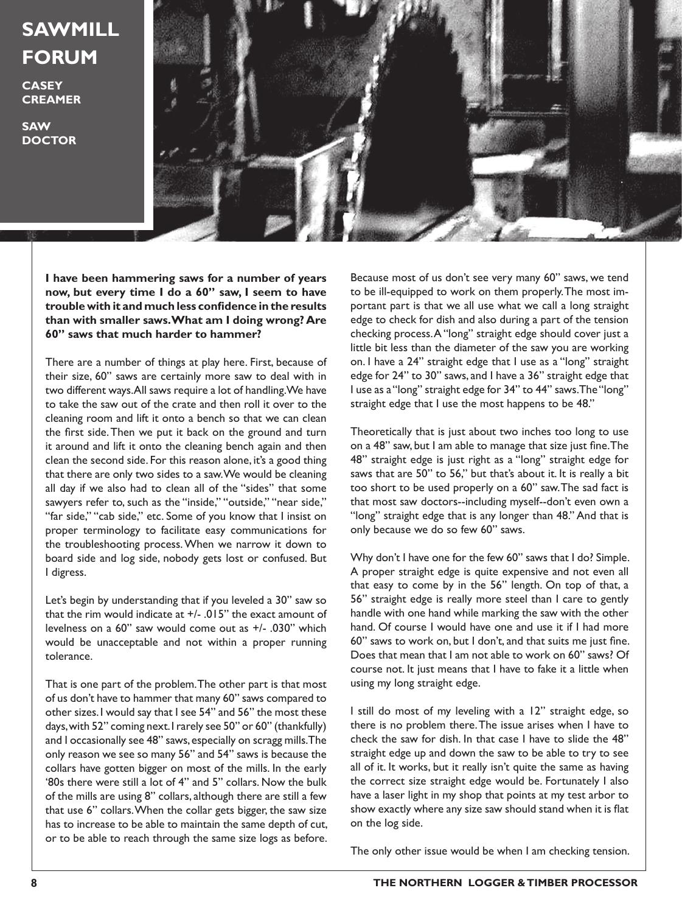# SAWMILL FORUM

**CASEY CREAMER**

**SAW DOCTOR**

**I have been hammering saws for a number of years now, but every time I do a 60" saw, I seem to have trouble with it and much less confidence in the results than with smaller saws. What am I doing wrong? Are 60" saws that much harder to hammer?**

There are a number of things at play here. First, because of their size, 60" saws are certainly more saw to deal with in two different ways. All saws require a lot of handling. We have to take the saw out of the crate and then roll it over to the cleaning room and lift it onto a bench so that we can clean the first side. Then we put it back on the ground and turn it around and lift it onto the cleaning bench again and then clean the second side. For this reason alone, it's a good thing that there are only two sides to a saw. We would be cleaning all day if we also had to clean all of the "sides" that some sawyers refer to, such as the "inside," "outside," "near side," "far side," "cab side," etc. Some of you know that I insist on proper terminology to facilitate easy communications for the troubleshooting process. When we narrow it down to board side and log side, nobody gets lost or confused. But I digress.

Let's begin by understanding that if you leveled a 30" saw so that the rim would indicate at +/- .015" the exact amount of levelness on a 60" saw would come out as +/- .030" which would be unacceptable and not within a proper running tolerance.

That is one part of the problem. The other part is that most of us don't have to hammer that many 60" saws compared to other sizes. I would say that I see 54" and 56" the most these days, with 52" coming next. I rarely see 50" or 60" (thankfully) and I occasionally see 48" saws, especially on scragg mills. The only reason we see so many 56" and 54" saws is because the collars have gotten bigger on most of the mills. In the early '80s there were still a lot of 4" and 5" collars. Now the bulk of the mills are using 8" collars, although there are still a few that use 6" collars. When the collar gets bigger, the saw size has to increase to be able to maintain the same depth of cut, or to be able to reach through the same size logs as before.

Because most of us don't see very many 60" saws, we tend to be ill-equipped to work on them properly. The most important part is that we all use what we call a long straight edge to check for dish and also during a part of the tension checking process. A "long" straight edge should cover just a little bit less than the diameter of the saw you are working on. I have a 24" straight edge that I use as a "long" straight edge for 24" to 30" saws, and I have a 36" straight edge that I use as a "long" straight edge for 34" to 44" saws. The "long" straight edge that I use the most happens to be 48."

Theoretically that is just about two inches too long to use on a 48" saw, but I am able to manage that size just fine. The 48" straight edge is just right as a "long" straight edge for saws that are 50" to 56," but that's about it. It is really a bit too short to be used properly on a 60" saw. The sad fact is that most saw doctors--including myself--don't even own a "long" straight edge that is any longer than 48." And that is only because we do so few 60" saws.

Why don't I have one for the few 60" saws that I do? Simple. A proper straight edge is quite expensive and not even all that easy to come by in the 56" length. On top of that, a 56" straight edge is really more steel than I care to gently handle with one hand while marking the saw with the other hand. Of course I would have one and use it if I had more 60" saws to work on, but I don't, and that suits me just fine. Does that mean that I am not able to work on 60" saws? Of course not. It just means that I have to fake it a little when using my long straight edge.

I still do most of my leveling with a 12" straight edge, so there is no problem there. The issue arises when I have to check the saw for dish. In that case I have to slide the 48" straight edge up and down the saw to be able to try to see all of it. It works, but it really isn't quite the same as having the correct size straight edge would be. Fortunately I also have a laser light in my shop that points at my test arbor to show exactly where any size saw should stand when it is flat on the log side.

The only other issue would be when I am checking tension.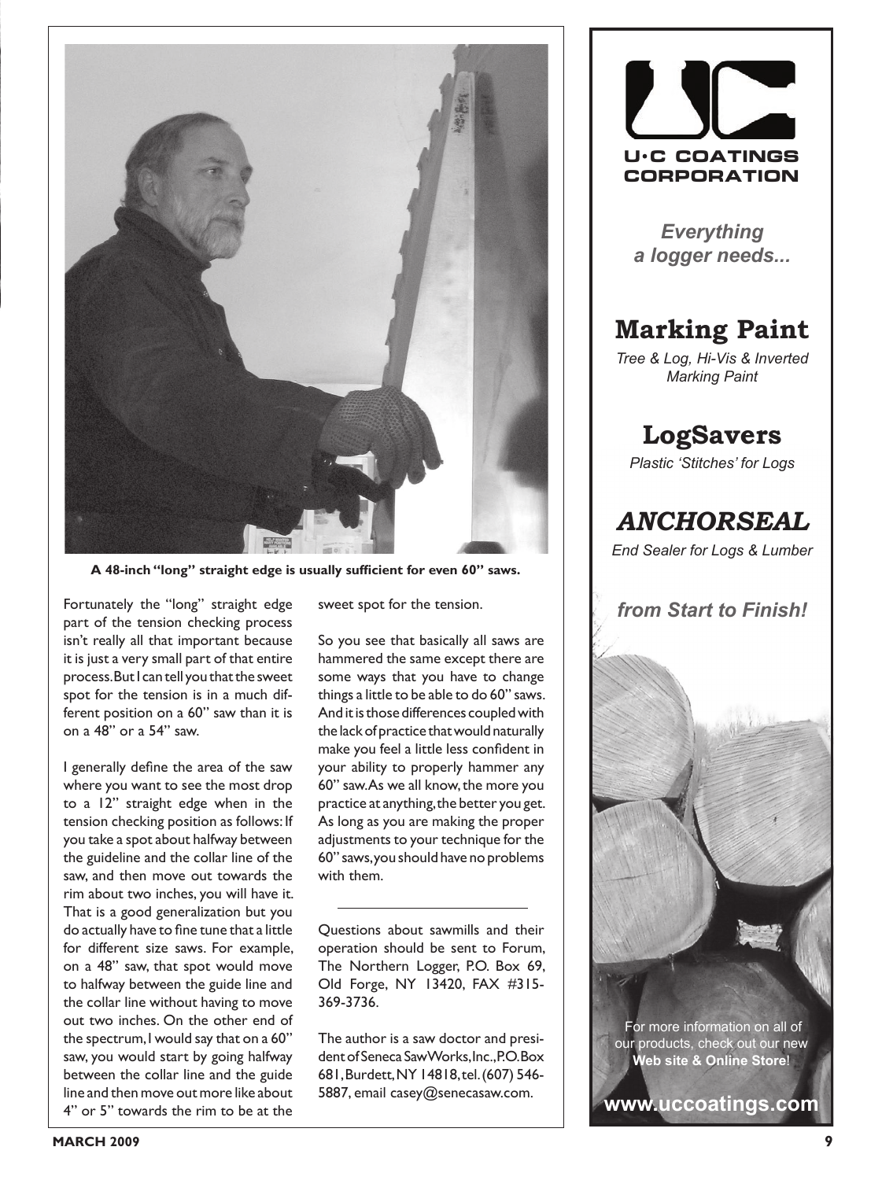A 48-inch "long" straight edge is usually sufficient for even 60" saws.

Fortunately the "long" straight edge part of the tension checking process isn't really all that important because it is just a very small part of that entire process. But I can tell you that the sweet spot for the tension is in a much different position on a 60" saw than it is on a 48" or a 54" saw.

I generally define the area of the saw where you want to see the most drop to a 12" straight edge when in the tension checking position as follows: If you take a spot about halfway between the guideline and the collar line of the saw, and then move out towards the rim about two inches, you will have it. That is a good generalization but you do actually have to fine tune that a little for different size saws. For example, on a 48" saw, that spot would move to halfway between the guide line and the collar line without having to move out two inches. On the other end of the spectrum, I would say that on a 60" saw, you would start by going halfway between the collar line and the guide line and then move out more like about 4" or 5" towards the rim to be at the sweet spot for the tension.

So you see that basically all saws are hammered the same except there are some ways that you have to change things a little to be able to do 60" saws. And it is those differences coupled with the lack of practice that would naturally make you feel a little less confident in your ability to properly hammer any 60" saw. As we all know, the more you practice at anything, the better you get. As long as you are making the proper adjustments to your technique for the 60" saws, you should have no problems with them.

---

Questions about sawmills and their operation should be sent to Forum, The Northern Logger, P.O. Box 69, Old Forge, NY 13420, FAX #315-369-3736.

The author is a saw doctor and president of Seneca SawWorks, Inc., P.O. Box 681, Burdett, NY 14818, tel. (607) 546-5887, email casey@senecasaw.com.

---

U·C COATINGS CORPORATION

*Everything a logger needs...*

**Marking Paint**

*Tree & Log, Hi-Vis & Inverted Marking Paint*

**LogSavers**

*Plastic 'Stitches' for Logs*

***ANCHORSEAL***

*End Sealer for Logs & Lumber*

*from Start to Finish!*

For more information on all of our products, check out our new **Web site & Online Store**!

**www.uccoatings.com**